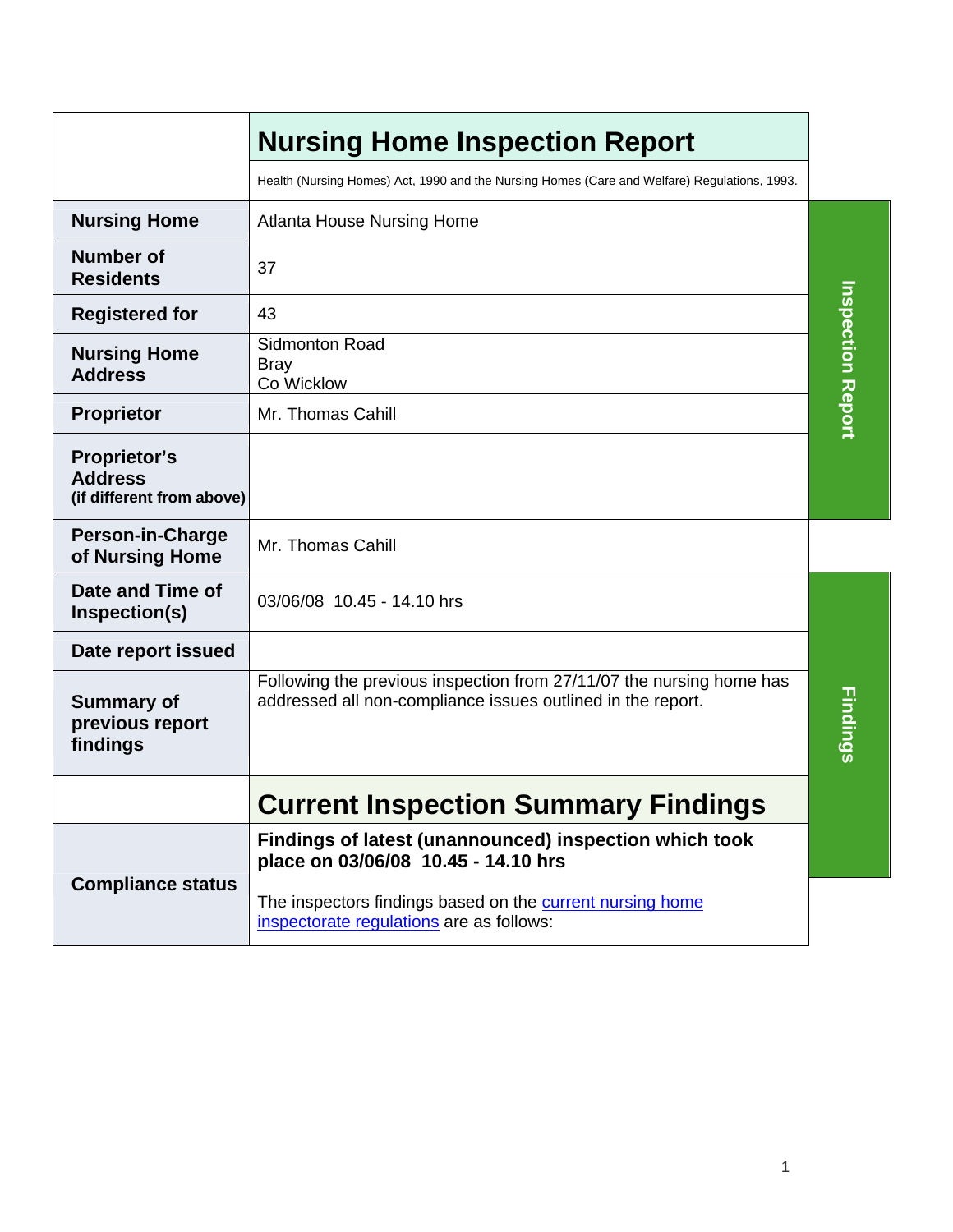# Nursing Home Inspection Report

Health (Nursing Homes) Act, 1990 and the Nursing Homes (Care and Welfare) Regulations, 1993.

| | |
|---|---|
| **Nursing Home** | Atlanta House Nursing Home |
| **Number of Residents** | 37 |
| **Registered for** | 43 |
| **Nursing Home Address** | Sidmonton Road<br>Bray<br>Co Wicklow |
| **Proprietor** | Mr. Thomas Cahill |
| **Proprietor's Address** (if different from above) | |
| **Person-in-Charge of Nursing Home** | Mr. Thomas Cahill |
| **Date and Time of Inspection(s)** | 03/06/08 10.45 - 14.10 hrs |
| **Date report issued** | |
| **Summary of previous report findings** | Following the previous inspection from 27/11/07 the nursing home has addressed all non-compliance issues outlined in the report. |

## Current Inspection Summary Findings

| | |
|---|---|
| **Compliance status** | **Findings of latest (unannounced) inspection which took place on 03/06/08 10.45 - 14.10 hrs**<br><br>The inspectors findings based on the current nursing home inspectorate regulations are as follows: |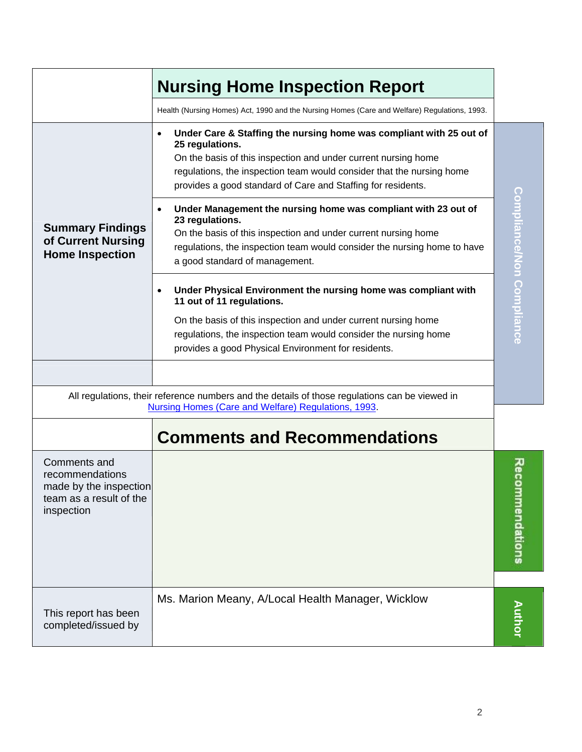## Nursing Home Inspection Report

Health (Nursing Homes) Act, 1990 and the Nursing Homes (Care and Welfare) Regulations, 1993.

| | | |
|---|---|---|
| **Summary Findings of Current Nursing Home Inspection** | • **Under Care & Staffing the nursing home was compliant with 25 out of 25 regulations.** On the basis of this inspection and under current nursing home regulations, the inspection team would consider that the nursing home provides a good standard of Care and Staffing for residents. | Compliance/Non Compliance |
| | • **Under Management the nursing home was compliant with 23 out of 23 regulations.** On the basis of this inspection and under current nursing home regulations, the inspection team would consider the nursing home to have a good standard of management. | |
| | • **Under Physical Environment the nursing home was compliant with 11 out of 11 regulations.** On the basis of this inspection and under current nursing home regulations, the inspection team would consider the nursing home provides a good Physical Environment for residents. | |
| | | |

All regulations, their reference numbers and the details of those regulations can be viewed in Nursing Homes (Care and Welfare) Regulations, 1993.

## Comments and Recommendations

| | | |
|---|---|---|
| Comments and recommendations made by the inspection team as a result of the inspection | | Recommendations |
| This report has been completed/issued by | Ms. Marion Meany, A/Local Health Manager, Wicklow | Author |